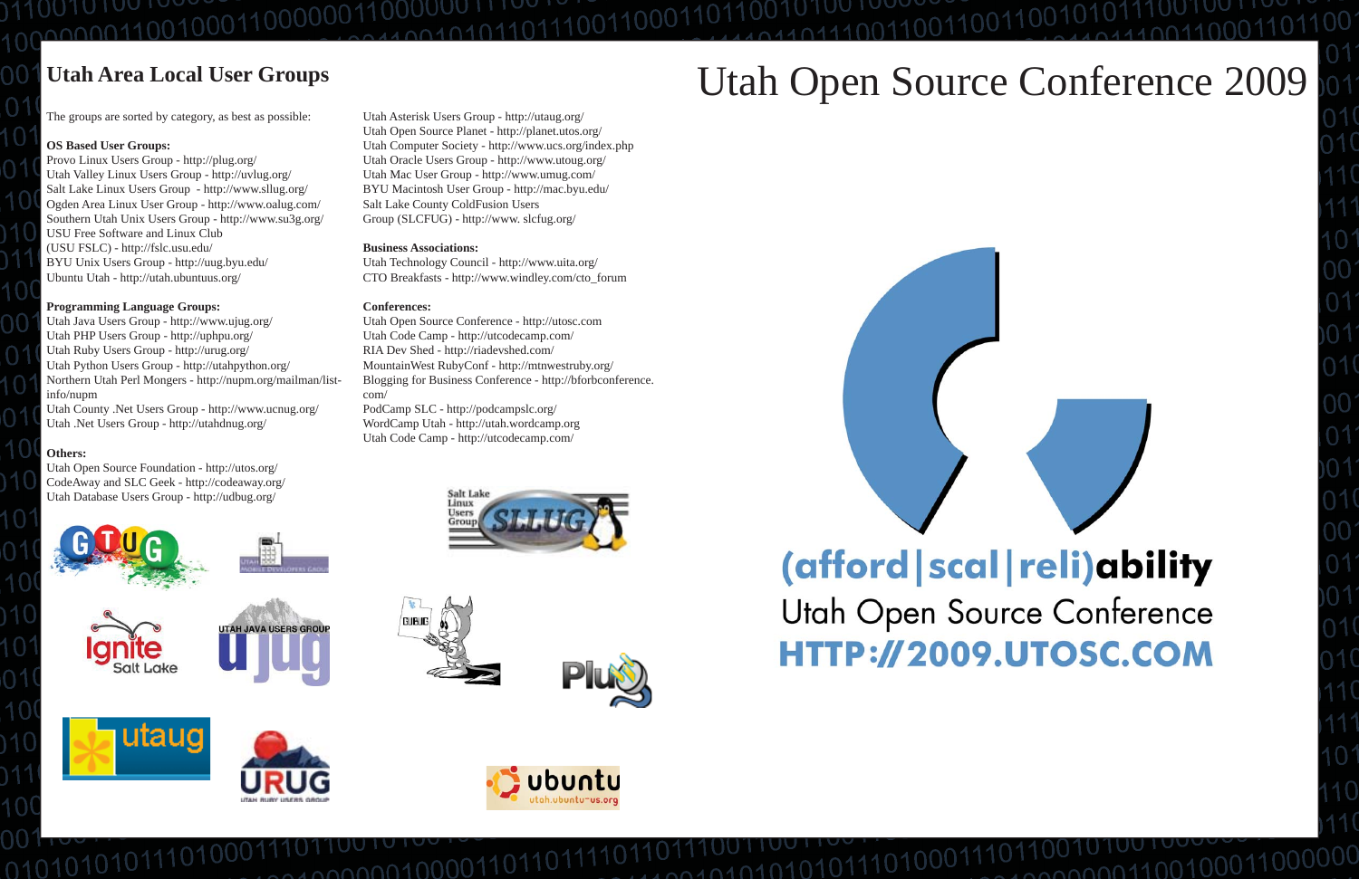## Utah Area Local User Groups

The groups are sorted by category, as best as possible:

**OS Based User Groups:**
Provo Linux Users Group - http://plug.org/
Utah Valley Linux Users Group - http://uvlug.org/
Salt Lake Linux Users Group - http://www.sllug.org/
Ogden Area Linux User Group - http://www.oalug.com/
Southern Utah Unix Users Group - http://www.su3g.org/
USU Free Software and Linux Club (USU FSLC) - http://fslc.usu.edu/
BYU Unix Users Group - http://uug.byu.edu/
Ubuntu Utah - http://utah.ubuntuus.org/

**Programming Language Groups:**
Utah Java Users Group - http://www.ujug.org/
Utah PHP Users Group - http://uphpu.org/
Utah Ruby Users Group - http://urug.org/
Utah Python Users Group - http://utahpython.org/
Northern Utah Perl Mongers - http://nupm.org/mailman/listinfo/nupm
Utah County .Net Users Group - http://www.ucnug.org/
Utah .Net Users Group - http://utahdnug.org/

**Others:**
Utah Open Source Foundation - http://utos.org/
CodeAway and SLC Geek - http://codeaway.org/
Utah Database Users Group - http://udbug.org/
Utah Asterisk Users Group - http://utaug.org/
Utah Open Source Planet - http://planet.utos.org/
Utah Computer Society - http://www.ucs.org/index.php
Utah Oracle Users Group - http://www.utoug.org/
Utah Mac User Group - http://www.umug.com/
BYU Macintosh User Group - http://mac.byu.edu/
Salt Lake County ColdFusion Users Group (SLCFUG) - http://www. slcfug.org/

**Business Associations:**
Utah Technology Council - http://www.uita.org/
CTO Breakfasts - http://www.windley.com/cto_forum

**Conferences:**
Utah Open Source Conference - http://utosc.com
Utah Code Camp - http://utcodecamp.com/
RIA Dev Shed - http://riadevshed.com/
MountainWest RubyConf - http://mtnwestruby.org/
Blogging for Business Conference - http://bforbconference.com/
PodCamp SLC - http://podcampslc.org/
WordCamp Utah - http://utah.wordcamp.org
Utah Code Camp - http://utcodecamp.com/

# Utah Open Source Conference 2009

**(afford|scal|reli)ability**

Utah Open Source Conference

**HTTP://2009.UTOSC.COM**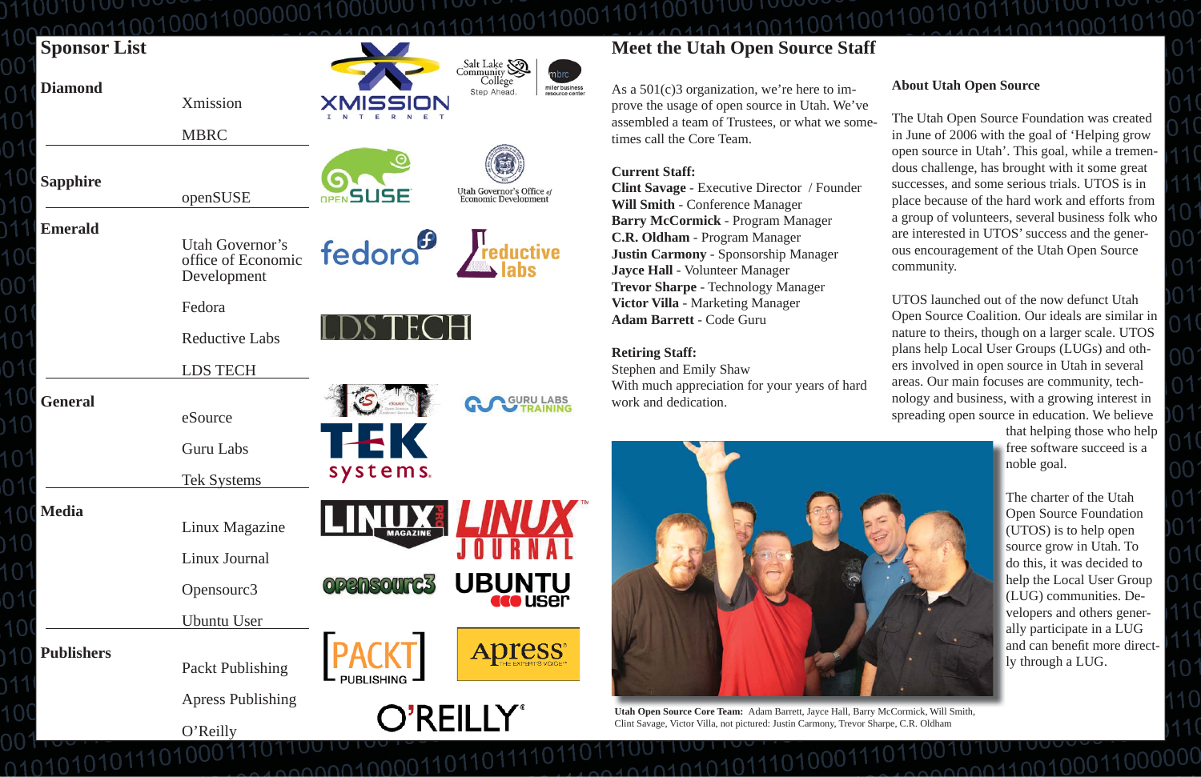## Sponsor List

| Level | Sponsors |
| --- | --- |
| **Diamond** | Xmission<br>MBRC |
| **Sapphire** | openSUSE |
| **Emerald** | Utah Governor's office of Economic Development<br>Fedora<br>Reductive Labs<br>LDS TECH |
| **General** | eSource<br>Guru Labs<br>Tek Systems |
| **Media** | Linux Magazine<br>Linux Journal<br>Opensourc3<br>Ubuntu User |
| **Publishers** | Packt Publishing<br>Apress Publishing<br>O'Reilly |

## Meet the Utah Open Source Staff

As a 501(c)3 organization, we're here to improve the usage of open source in Utah. We've assembled a team of Trustees, or what we sometimes call the Core Team.

**Current Staff:**
**Clint Savage** - Executive Director / Founder
**Will Smith** - Conference Manager
**Barry McCormick** - Program Manager
**C.R. Oldham** - Program Manager
**Justin Carmony** - Sponsorship Manager
**Jayce Hall** - Volunteer Manager
**Trevor Sharpe** - Technology Manager
**Victor Villa** - Marketing Manager
**Adam Barrett** - Code Guru

**Retiring Staff:**
Stephen and Emily Shaw
With much appreciation for your years of hard work and dedication.

**Utah Open Source Core Team:** Adam Barrett, Jayce Hall, Barry McCormick, Will Smith, Clint Savage, Victor Villa, not pictured: Justin Carmony, Trevor Sharpe, C.R. Oldham

### About Utah Open Source

The Utah Open Source Foundation was created in June of 2006 with the goal of 'Helping grow open source in Utah'. This goal, while a tremendous challenge, has brought with it some great successes, and some serious trials. UTOS is in place because of the hard work and efforts from a group of volunteers, several business folk who are interested in UTOS' success and the generous encouragement of the Utah Open Source community.

UTOS launched out of the now defunct Utah Open Source Coalition. Our ideals are similar in nature to theirs, though on a larger scale. UTOS plans help Local User Groups (LUGs) and others involved in open source in Utah in several areas. Our main focuses are community, technology and business, with a growing interest in spreading open source in education. We believe that helping those who help free software succeed is a noble goal.

The charter of the Utah Open Source Foundation (UTOS) is to help open source grow in Utah. To do this, it was decided to help the Local User Group (LUG) communities. Developers and others generally participate in a LUG and can benefit more directly through a LUG.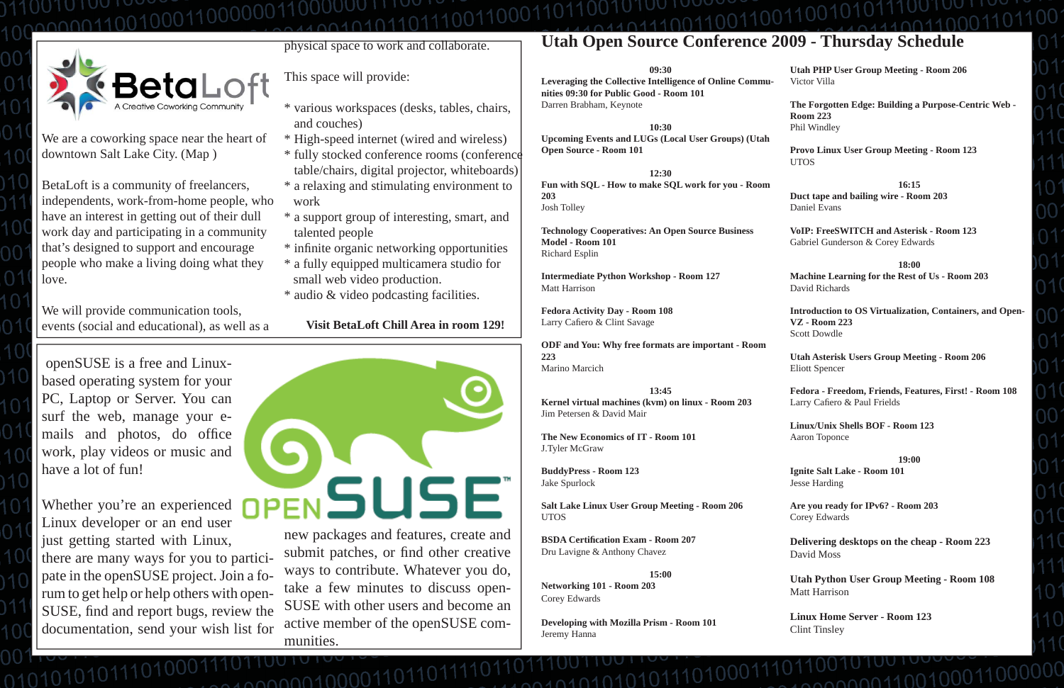BetaLoft
A Creative Coworking Community

We are a coworking space near the heart of downtown Salt Lake City. (Map )

BetaLoft is a community of freelancers, independents, work-from-home people, who have an interest in getting out of their dull work day and participating in a community that's designed to support and encourage people who make a living doing what they love.

We will provide communication tools, events (social and educational), as well as a physical space to work and collaborate.

This space will provide:

* various workspaces (desks, tables, chairs, and couches)
* High-speed internet (wired and wireless)
* fully stocked conference rooms (conference table/chairs, digital projector, whiteboards)
* a relaxing and stimulating environment to work
* a support group of interesting, smart, and talented people
* infinite organic networking opportunities
* a fully equipped multicamera studio for small web video production.
* audio & video podcasting facilities.

**Visit BetaLoft Chill Area in room 129!**

openSUSE is a free and Linux-based operating system for your PC, Laptop or Server. You can surf the web, manage your e-mails and photos, do office work, play videos or music and have a lot of fun!

Whether you're an experienced Linux developer or an end user just getting started with Linux, there are many ways for you to participate in the openSUSE project. Join a forum to get help or help others with openSUSE, find and report bugs, review the documentation, send your wish list for new packages and features, create and submit patches, or find other creative ways to contribute. Whatever you do, take a few minutes to discuss openSUSE with other users and become an active member of the openSUSE communities.

# Utah Open Source Conference 2009 - Thursday Schedule

### 09:30

**Leveraging the Collective Intelligence of Online Communities 09:30 for Public Good - Room 101**
Darren Brabham, Keynote

### 10:30

**Upcoming Events and LUGs (Local User Groups) (Utah Open Source - Room 101**

### 12:30

**Fun with SQL - How to make SQL work for you - Room 203**
Josh Tolley

**Technology Cooperatives: An Open Source Business Model - Room 101**
Richard Esplin

**Intermediate Python Workshop - Room 127**
Matt Harrison

**Fedora Activity Day - Room 108**
Larry Cafiero & Clint Savage

**ODF and You: Why free formats are important - Room 223**
Marino Marcich

### 13:45

**Kernel virtual machines (kvm) on linux - Room 203**
Jim Petersen & David Mair

**The New Economics of IT - Room 101**
J.Tyler McGraw

**BuddyPress - Room 123**
Jake Spurlock

**Salt Lake Linux User Group Meeting - Room 206**
UTOS

**BSDA Certification Exam - Room 207**
Dru Lavigne & Anthony Chavez

### 15:00

**Networking 101 - Room 203**
Corey Edwards

**Developing with Mozilla Prism - Room 101**
Jeremy Hanna

**Utah PHP User Group Meeting - Room 206**
Victor Villa

**The Forgotten Edge: Building a Purpose-Centric Web - Room 223**
Phil Windley

**Provo Linux User Group Meeting - Room 123**
UTOS

### 16:15

**Duct tape and bailing wire - Room 203**
Daniel Evans

**VoIP: FreeSWITCH and Asterisk - Room 123**
Gabriel Gunderson & Corey Edwards

### 18:00

**Machine Learning for the Rest of Us - Room 203**
David Richards

**Introduction to OS Virtualization, Containers, and OpenVZ - Room 223**
Scott Dowdle

**Utah Asterisk Users Group Meeting - Room 206**
Eliott Spencer

**Fedora - Freedom, Friends, Features, First! - Room 108**
Larry Cafiero & Paul Frields

**Linux/Unix Shells BOF - Room 123**
Aaron Toponce

### 19:00

**Ignite Salt Lake - Room 101**
Jesse Harding

**Are you ready for IPv6? - Room 203**
Corey Edwards

**Delivering desktops on the cheap - Room 223**
David Moss

**Utah Python User Group Meeting - Room 108**
Matt Harrison

**Linux Home Server - Room 123**
Clint Tinsley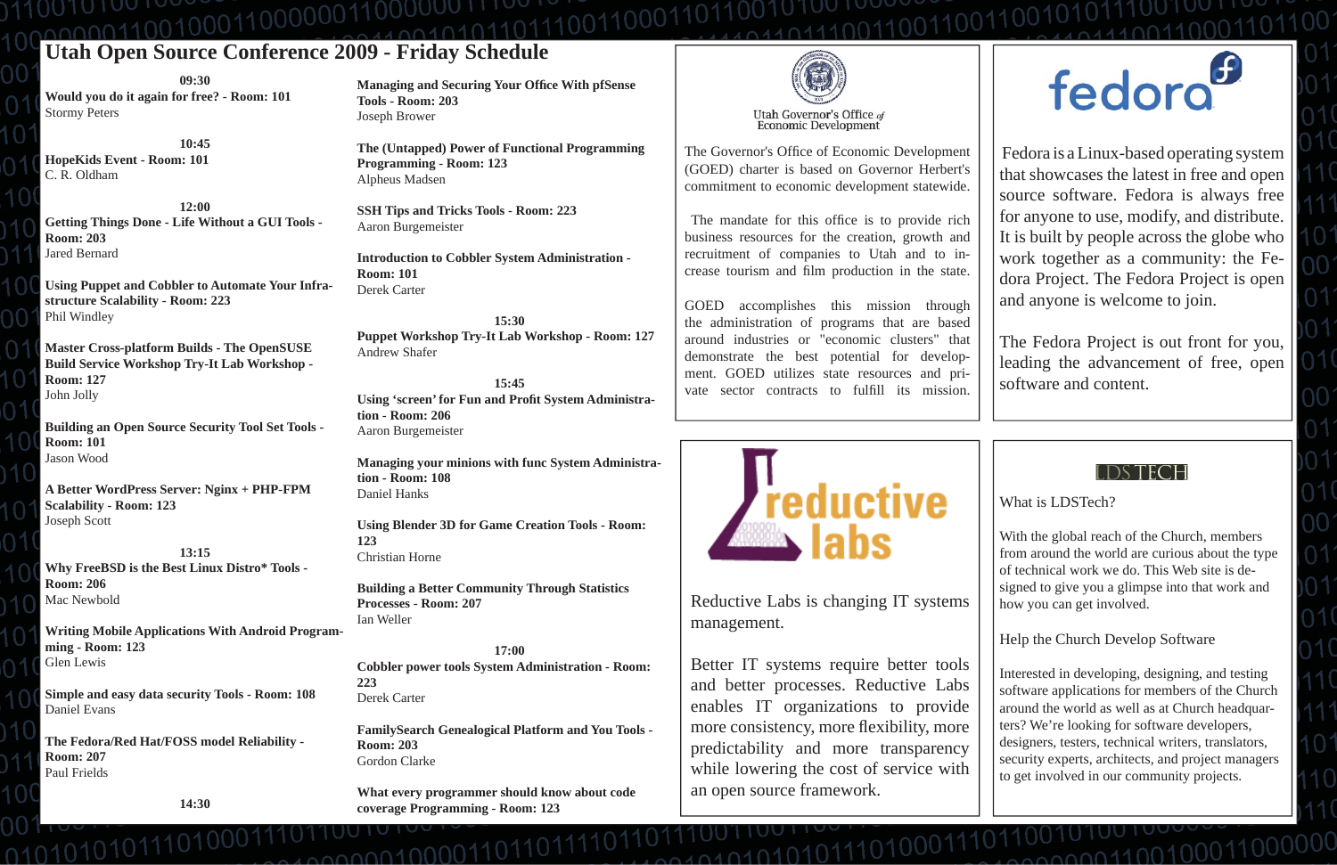# Utah Open Source Conference 2009 - Friday Schedule

**09:30**

**Would you do it again for free? - Room: 101**
Stormy Peters

**10:45**

**HopeKids Event - Room: 101**
C. R. Oldham

**12:00**

**Getting Things Done - Life Without a GUI Tools - Room: 203**
Jared Bernard

**Using Puppet and Cobbler to Automate Your Infrastructure Scalability - Room: 223**
Phil Windley

**Master Cross-platform Builds - The OpenSUSE Build Service Workshop Try-It Lab Workshop - Room: 127**
John Jolly

**Building an Open Source Security Tool Set Tools - Room: 101**
Jason Wood

**A Better WordPress Server: Nginx + PHP-FPM Scalability - Room: 123**
Joseph Scott

**13:15**

**Why FreeBSD is the Best Linux Distro* Tools - Room: 206**
Mac Newbold

**Writing Mobile Applications With Android Programming - Room: 123**
Glen Lewis

**Simple and easy data security Tools - Room: 108**
Daniel Evans

**The Fedora/Red Hat/FOSS model Reliability - Room: 207**
Paul Frields

**14:30**

**Managing and Securing Your Office With pfSense Tools - Room: 203**
Joseph Brower

**The (Untapped) Power of Functional Programming Programming - Room: 123**
Alpheus Madsen

**SSH Tips and Tricks Tools - Room: 223**
Aaron Burgemeister

**Introduction to Cobbler System Administration - Room: 101**
Derek Carter

**15:30**

**Puppet Workshop Try-It Lab Workshop - Room: 127**
Andrew Shafer

**15:45**

**Using ‘screen’ for Fun and Profit System Administration - Room: 206**
Aaron Burgemeister

**Managing your minions with func System Administration - Room: 108**
Daniel Hanks

**Using Blender 3D for Game Creation Tools - Room: 123**
Christian Horne

**Building a Better Community Through Statistics Processes - Room: 207**
Ian Weller

**17:00**

**Cobbler power tools System Administration - Room: 223**
Derek Carter

**FamilySearch Genealogical Platform and You Tools - Room: 203**
Gordon Clarke

**What every programmer should know about code coverage Programming - Room: 123**

---

Utah Governor's Office of Economic Development

The Governor's Office of Economic Development (GOED) charter is based on Governor Herbert's commitment to economic development statewide.

The mandate for this office is to provide rich business resources for the creation, growth and recruitment of companies to Utah and to increase tourism and film production in the state.

GOED accomplishes this mission through the administration of programs that are based around industries or "economic clusters" that demonstrate the best potential for development. GOED utilizes state resources and private sector contracts to fulfill its mission.

---

fedora

Fedora is a Linux-based operating system that showcases the latest in free and open source software. Fedora is always free for anyone to use, modify, and distribute. It is built by people across the globe who work together as a community: the Fedora Project. The Fedora Project is open and anyone is welcome to join.

The Fedora Project is out front for you, leading the advancement of free, open software and content.

---

reductive labs

Reductive Labs is changing IT systems management.

Better IT systems require better tools and better processes. Reductive Labs enables IT organizations to provide more consistency, more flexibility, more predictability and more transparency while lowering the cost of service with an open source framework.

---

LDS TECH

What is LDSTech?

With the global reach of the Church, members from around the world are curious about the type of technical work we do. This Web site is designed to give you a glimpse into that work and how you can get involved.

Help the Church Develop Software

Interested in developing, designing, and testing software applications for members of the Church around the world as well as at Church headquarters? We’re looking for software developers, designers, testers, technical writers, translators, security experts, architects, and project managers to get involved in our community projects.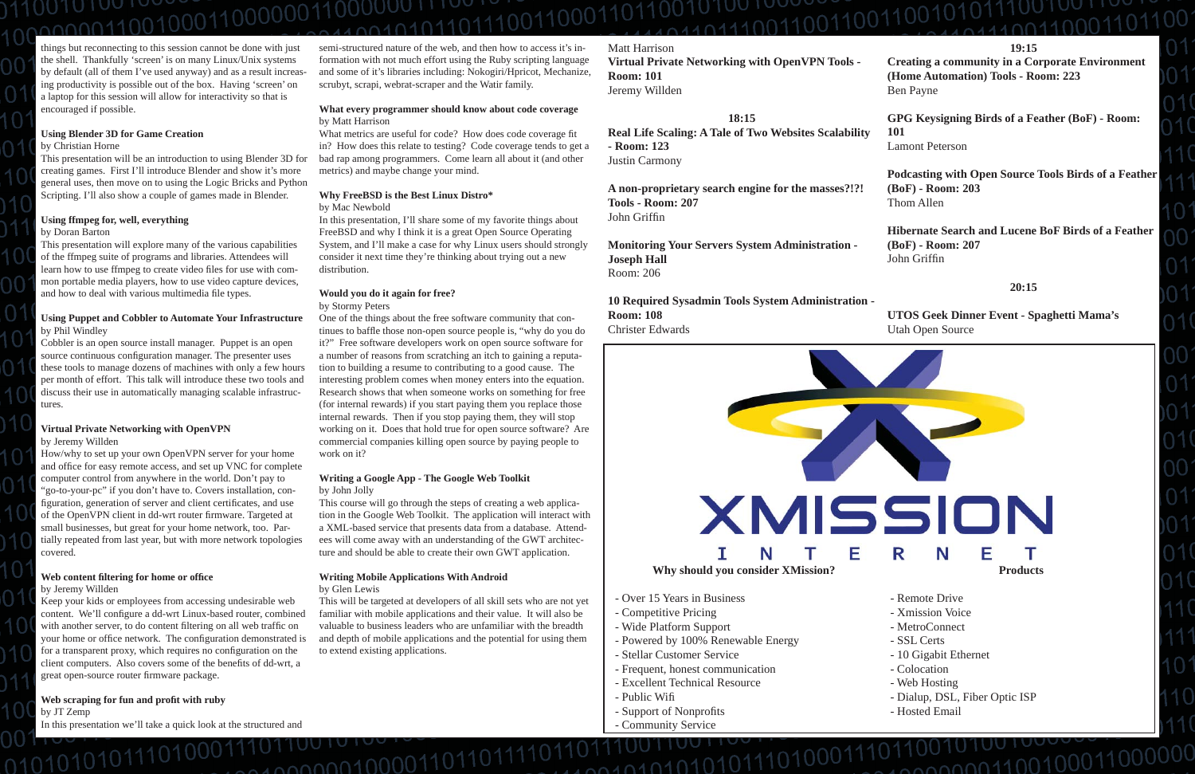things but reconnecting to this session cannot be done with just the shell. Thankfully 'screen' is on many Linux/Unix systems by default (all of them I've used anyway) and as a result increasing productivity is possible out of the box. Having 'screen' on a laptop for this session will allow for interactivity so that is encouraged if possible.

### Using Blender 3D for Game Creation

by Christian Horne

This presentation will be an introduction to using Blender 3D for creating games. First I'll introduce Blender and show it's more general uses, then move on to using the Logic Bricks and Python Scripting. I'll also show a couple of games made in Blender.

### Using ffmpeg for, well, everything

by Doran Barton

This presentation will explore many of the various capabilities of the ffmpeg suite of programs and libraries. Attendees will learn how to use ffmpeg to create video files for use with common portable media players, how to use video capture devices, and how to deal with various multimedia file types.

### Using Puppet and Cobbler to Automate Your Infrastructure

by Phil Windley

Cobbler is an open source install manager. Puppet is an open source continuous configuration manager. The presenter uses these tools to manage dozens of machines with only a few hours per month of effort. This talk will introduce these two tools and discuss their use in automatically managing scalable infrastructures.

### Virtual Private Networking with OpenVPN

by Jeremy Willden

How/why to set up your own OpenVPN server for your home and office for easy remote access, and set up VNC for complete computer control from anywhere in the world. Don't pay to "go-to-your-pc" if you don't have to. Covers installation, configuration, generation of server and client certificates, and use of the OpenVPN client in dd-wrt router firmware. Targeted at small businesses, but great for your home network, too. Partially repeated from last year, but with more network topologies covered.

### Web content filtering for home or office

by Jeremy Willden

Keep your kids or employees from accessing undesirable web content. We'll configure a dd-wrt Linux-based router, combined with another server, to do content filtering on all web traffic on your home or office network. The configuration demonstrated is for a transparent proxy, which requires no configuration on the client computers. Also covers some of the benefits of dd-wrt, a great open-source router firmware package.

### Web scraping for fun and profit with ruby

by JT Zemp

In this presentation we'll take a quick look at the structured and semi-structured nature of the web, and then how to access it's information with not much effort using the Ruby scripting language and some of it's libraries including: Nokogiri/Hpricot, Mechanize, scrubyt, scrapi, webrat-scraper and the Watir family.

### What every programmer should know about code coverage

by Matt Harrison

What metrics are useful for code? How does code coverage fit in? How does this relate to testing? Code coverage tends to get a bad rap among programmers. Come learn all about it (and other metrics) and maybe change your mind.

### Why FreeBSD is the Best Linux Distro*

by Mac Newbold

In this presentation, I'll share some of my favorite things about FreeBSD and why I think it is a great Open Source Operating System, and I'll make a case for why Linux users should strongly consider it next time they're thinking about trying out a new distribution.

### Would you do it again for free?

by Stormy Peters

One of the things about the free software community that continues to baffle those non-open source people is, "why do you do it?" Free software developers work on open source software for a number of reasons from scratching an itch to gaining a reputation to building a resume to contributing to a good cause. The interesting problem comes when money enters into the equation. Research shows that when someone works on something for free (for internal rewards) if you start paying them you replace those internal rewards. Then if you stop paying them, they will stop working on it. Does that hold true for open source software? Are commercial companies killing open source by paying people to work on it?

### Writing a Google App - The Google Web Toolkit

by John Jolly

This course will go through the steps of creating a web application in the Google Web Toolkit. The application will interact with a XML-based service that presents data from a database. Attendees will come away with an understanding of the GWT architecture and should be able to create their own GWT application.

### Writing Mobile Applications With Android

by Glen Lewis

This will be targeted at developers of all skill sets who are not yet familiar with mobile applications and their value. It will also be valuable to business leaders who are unfamiliar with the breadth and depth of mobile applications and the potential for using them to extend existing applications.

Matt Harrison

**Virtual Private Networking with OpenVPN Tools - Room: 101**
Jeremy Willden

## 18:15

**Real Life Scaling: A Tale of Two Websites Scalability - Room: 123**
Justin Carmony

**A non-proprietary search engine for the masses?!?! Tools - Room: 207**
John Griffin

**Monitoring Your Servers System Administration - Joseph Hall**
Room: 206

**10 Required Sysadmin Tools System Administration - Room: 108**
Christer Edwards

## 19:15

**Creating a community in a Corporate Environment (Home Automation) Tools - Room: 223**
Ben Payne

**GPG Keysigning Birds of a Feather (BoF) - Room: 101**
Lamont Peterson

**Podcasting with Open Source Tools Birds of a Feather (BoF) - Room: 203**
Thom Allen

**Hibernate Search and Lucene BoF Birds of a Feather (BoF) - Room: 207**
John Griffin

## 20:15

**UTOS Geek Dinner Event - Spaghetti Mama's**
Utah Open Source

XMISSION INTERNET

**Why should you consider XMission?**

- Over 15 Years in Business
- Competitive Pricing
- Wide Platform Support
- Powered by 100% Renewable Energy
- Stellar Customer Service
- Frequent, honest communication
- Excellent Technical Resource
- Public Wifi
- Support of Nonprofits
- Community Service

**Products**

- Remote Drive
- Xmission Voice
- MetroConnect
- SSL Certs
- 10 Gigabit Ethernet
- Colocation
- Web Hosting
- Dialup, DSL, Fiber Optic ISP
- Hosted Email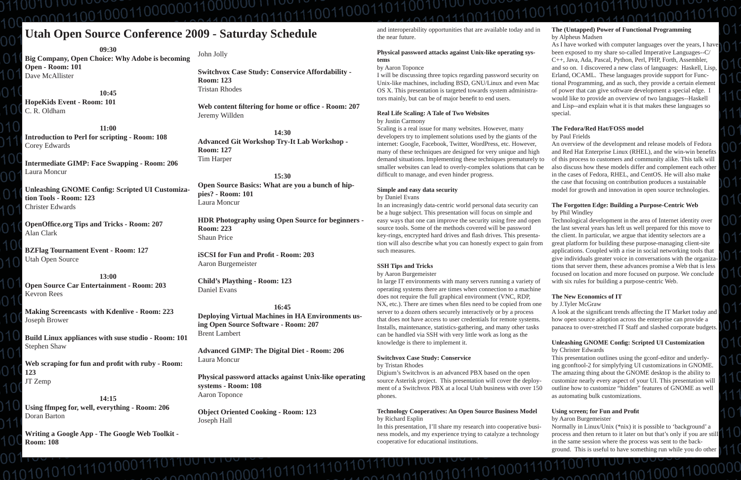# Utah Open Source Conference 2009 - Saturday Schedule

**09:30**

**Big Company, Open Choice: Why Adobe is becoming Open - Room: 101**
Dave McAllister

**10:45**

**HopeKids Event - Room: 101**
C. R. Oldham

**11:00**

**Introduction to Perl for scripting - Room: 108**
Corey Edwards

**Intermediate GIMP: Face Swapping - Room: 206**
Laura Moncur

**Unleashing GNOME Config: Scripted UI Customization Tools - Room: 123**
Christer Edwards

**OpenOffice.org Tips and Tricks - Room: 207**
Alan Clark

**BZFlag Tournament Event - Room: 127**
Utah Open Source

**13:00**

**Open Source Car Entertainment - Room: 203**
Kevron Rees

**Making Screencasts with Kdenlive - Room: 223**
Joseph Brower

**Build Linux appliances with suse studio - Room: 101**
Stephen Shaw

**Web scraping for fun and profit with ruby - Room: 123**
JT Zemp

**14:15**

**Using ffmpeg for, well, everything - Room: 206**
Doran Barton

**Writing a Google App - The Google Web Toolkit - Room: 108**
John Jolly

**Switchvox Case Study: Conservice Affordability - Room: 123**
Tristan Rhodes

**Web content filtering for home or office - Room: 207**
Jeremy Willden

**14:30**

**Advanced Git Workshop Try-It Lab Workshop - Room: 127**
Tim Harper

**15:30**

**Open Source Basics: What are you a bunch of hippies? - Room: 101**
Laura Moncur

**HDR Photography using Open Source for beginners - Room: 223**
Shaun Price

**iSCSI for Fun and Profit - Room: 203**
Aaron Burgemeister

**Child's Plaything - Room: 123**
Daniel Evans

**16:45**

**Deploying Virtual Machines in HA Environments using Open Source Software - Room: 207**
Brent Lambert

**Advanced GIMP: The Digital Diet - Room: 206**
Laura Moncur

**Physical password attacks against Unix-like operating systems - Room: 108**
Aaron Toponce

**Object Oriented Cooking - Room: 123**
Joseph Hall

and interoperability opportunities that are available today and in the near future.

**Physical password attacks against Unix-like operating systems**
by Aaron Toponce
I will be discussing three topics regarding password security on Unix-like machines, including BSD, GNU/Linux and even Mac OS X. This presentation is targeted towards system administrators mainly, but can be of major benefit to end users.

**Real Life Scaling: A Tale of Two Websites**
by Justin Carmony
Scaling is a real issue for many websites. However, many developers try to implement solutions used by the giants of the internet: Google, Facebook, Twitter, WordPress, etc. However, many of these techniques are designed for very unique and high demand situations. Implementing these techniques prematurely to smaller websites can lead to overly-complex solutions that can be difficult to manage, and even hinder progress.

**Simple and easy data security**
by Daniel Evans
In an increasingly data-centric world personal data security can be a huge subject. This presentation will focus on simple and easy ways that one can improve the security using free and open source tools. Some of the methods covered will be password key-rings, encrypted hard drives and flash drives. This presentation will also describe what you can honestly expect to gain from such measures.

**SSH Tips and Tricks**
by Aaron Burgemeister
In large IT environments with many servers running a variety of operating systems there are times when connection to a machine does not require the full graphical environment (VNC, RDP, NX, etc.). There are times when files need to be copied from one server to a dozen others securely interactively or by a process that does not have access to user credentials for remote systems. Installs, maintenance, statistics-gathering, and many other tasks can be handled via SSH with very little work as long as the knowledge is there to implement it.

**Switchvox Case Study: Conservice**
by Tristan Rhodes
Digium's Switchvox is an advanced PBX based on the open source Asterisk project. This presentation will cover the deployment of a Switchvox PBX at a local Utah business with over 150 phones.

**Technology Cooperatives: An Open Source Business Model**
by Richard Esplin
In this presentation, I'll share my research into cooperative business models, and my experience trying to catalyze a technology cooperative for educational institutions.

**The (Untapped) Power of Functional Programming**
by Alpheus Madsen
As I have worked with computer languages over the years, I have been exposed to my share so-called Imperative Languages--C/C++, Java, Ada, Pascal, Python, Perl, PHP, Forth, Assembler, and so on. I discovered a new class of languages: Haskell, Lisp, Erland, OCAML. These languages provide support for Functional Programming, and as such, they provide a certain element of power that can give software development a special edge. I would like to provide an overview of two languages--Haskell and Lisp--and explain what it is that makes these languages so special.

**The Fedora/Red Hat/FOSS model**
by Paul Frields
An overview of the development and release models of Fedora and Red Hat Enterprise Linux (RHEL), and the win-win benefits of this process to customers and community alike. This talk will also discuss how these models differ and complement each other in the cases of Fedora, RHEL, and CentOS. He will also make the case that focusing on contribution produces a sustainable model for growth and innovation in open source technologies.

**The Forgotten Edge: Building a Purpose-Centric Web**
by Phil Windley
Technological development in the area of Internet identity over the last several years has left us well prepared for this move to the client. In particular, we argue that identity selectors are a great platform for building these purpose-managing client-site applications. Coupled with a rise in social networking tools that give individuals greater voice in conversations with the organizations that server them, these advances promise a Web that is less focused on location and more focused on purpose. We conclude with six rules for building a purpose-centric Web.

**The New Economics of IT**
by J.Tyler McGraw
A look at the significant trends affecting the IT Market today and how open source adoption across the enterprise can provide a panacea to over-stretched IT Staff and slashed corporate budgets.

**Unleashing GNOME Config: Scripted UI Customization**
by Christer Edwards
This presentation outlines using the gconf-editor and underlying gconftool-2 for simplyfying UI customizations in GNOME. The amazing thing about the GNOME desktop is the ability to customize nearly every aspect of your UI. This presentation will outline how to customize "hidden" features of GNOME as well as automating bulk customizations.

**Using screen; for Fun and Profit**
by Aaron Burgemeister
Normally in Linux/Unix (*nix) it is possible to 'background' a process and then return to it later on but that's only if you are still in the same session where the process was sent to the background. This is useful to have something run while you do other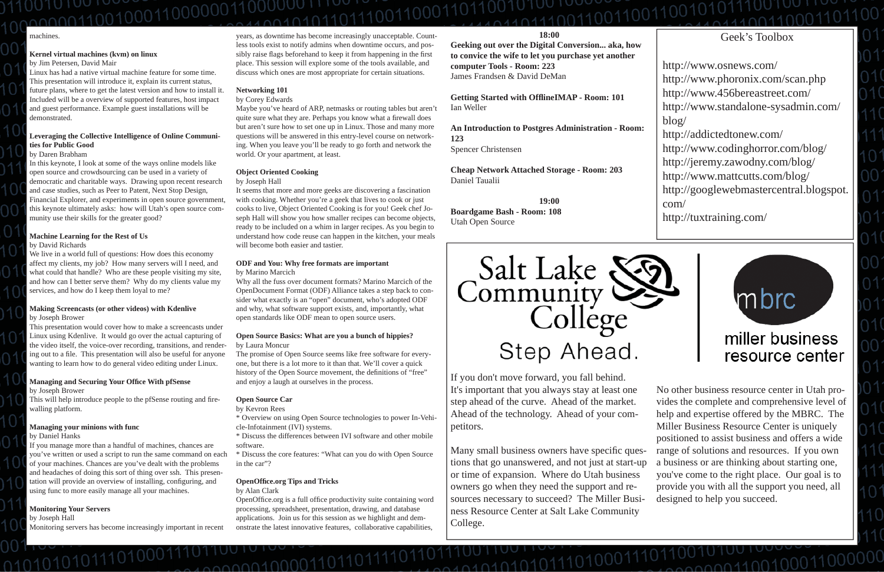machines.

**Kernel virtual machines (kvm) on linux**
by Jim Petersen, David Mair
Linux has had a native virtual machine feature for some time. This presentation will introduce it, explain its current status, future plans, where to get the latest version and how to install it. Included will be a overview of supported features, host impact and guest performance. Example guest installations will be demonstrated.

**Leveraging the Collective Intelligence of Online Communities for Public Good**
by Daren Brabham
In this keynote, I look at some of the ways online models like open source and crowdsourcing can be used in a variety of democratic and charitable ways. Drawing upon recent research and case studies, such as Peer to Patent, Next Stop Design, Financial Explorer, and experiments in open source government, this keynote ultimately asks: how will Utah's open source community use their skills for the greater good?

**Machine Learning for the Rest of Us**
by David Richards
We live in a world full of questions: How does this economy affect my clients, my job? How many servers will I need, and what could that handle? Who are these people visiting my site, and how can I better serve them? Why do my clients value my services, and how do I keep them loyal to me?

**Making Screencasts (or other videos) with Kdenlive**
by Joseph Brower
This presentation would cover how to make a screencasts under Linux using Kdenlive. It would go over the actual capturing of the video itself, the voice-over recording, transitions, and rendering out to a file. This presentation will also be useful for anyone wanting to learn how to do general video editing under Linux.

**Managing and Securing Your Office With pfSense**
by Joseph Brower
This will help introduce people to the pfSense routing and firewalling platform.

**Managing your minions with func**
by Daniel Hanks
If you manage more than a handful of machines, chances are you've written or used a script to run the same command on each of your machines. Chances are you've dealt with the problems and headaches of doing this sort of thing over ssh. This presentation will provide an overview of installing, configuring, and using func to more easily manage all your machines.

**Monitoring Your Servers**
by Joseph Hall
Monitoring servers has become increasingly important in recent years, as downtime has become increasingly unacceptable. Countless tools exist to notify admins when downtime occurs, and possibly raise flags beforehand to keep it from happening in the first place. This session will explore some of the tools available, and discuss which ones are most appropriate for certain situations.

**Networking 101**
by Corey Edwards
Maybe you've heard of ARP, netmasks or routing tables but aren't quite sure what they are. Perhaps you know what a firewall does but aren't sure how to set one up in Linux. Those and many more questions will be answered in this entry-level course on networking. When you leave you'll be ready to go forth and network the world. Or your apartment, at least.

**Object Oriented Cooking**
by Joseph Hall
It seems that more and more geeks are discovering a fascination with cooking. Whether you're a geek that lives to cook or just cooks to live, Object Oriented Cooking is for you! Geek chef Joseph Hall will show you how smaller recipes can become objects, ready to be included on a whim in larger recipes. As you begin to understand how code reuse can happen in the kitchen, your meals will become both easier and tastier.

**ODF and You: Why free formats are important**
by Marino Marcich
Why all the fuss over document formats? Marino Marcich of the OpenDocument Format (ODF) Alliance takes a step back to consider what exactly is an "open" document, who's adopted ODF and why, what software support exists, and, importantly, what open standards like ODF mean to open source users.

**Open Source Basics: What are you a bunch of hippies?**
by Laura Moncur
The promise of Open Source seems like free software for everyone, but there is a lot more to it than that. We'll cover a quick history of the Open Source movement, the definitions of "free" and enjoy a laugh at ourselves in the process.

**Open Source Car**
by Kevron Rees
* Overview on using Open Source technologies to power In-Vehicle-Infotainment (IVI) systems.
* Discuss the differences between IVI software and other mobile software.
* Discuss the core features: "What can you do with Open Source in the car"?

**OpenOffice.org Tips and Tricks**
by Alan Clark
OpenOffice.org is a full office productivity suite containing word processing, spreadsheet, presentation, drawing, and database applications. Join us for this session as we highlight and demonstrate the latest innovative features, collaborative capabilities,

**18:00**

**Geeking out over the Digital Conversion... aka, how to convice the wife to let you purchase yet another computer Tools - Room: 223**
James Frandsen & David DeMan

**Getting Started with OfflineIMAP - Room: 101**
Ian Weller

**An Introduction to Postgres Administration - Room: 123**
Spencer Christensen

**Cheap Network Attached Storage - Room: 203**
Daniel Taualii

**19:00**

**Boardgame Bash - Room: 108**
Utah Open Source

## Geek's Toolbox

http://www.osnews.com/
http://www.phoronix.com/scan.php
http://www.456bereastreet.com/
http://www.standalone-sysadmin.com/blog/
http://addictedtonew.com/
http://www.codinghorror.com/blog/
http://jeremy.zawodny.com/blog/
http://www.mattcutts.com/blog/
http://googlewebmastercentral.blogspot.com/
http://tuxtraining.com/

Salt Lake Community College
Step Ahead.

mbrc
miller business resource center

If you don't move forward, you fall behind. It's important that you always stay at least one step ahead of the curve. Ahead of the market. Ahead of the technology. Ahead of your competitors.

Many small business owners have specific questions that go unanswered, and not just at start-up or time of expansion. Where do Utah business owners go when they need the support and resources necessary to succeed? The Miller Business Resource Center at Salt Lake Community College.

No other business resource center in Utah provides the complete and comprehensive level of help and expertise offered by the MBRC. The Miller Business Resource Center is uniquely positioned to assist business and offers a wide range of solutions and resources. If you own a business or are thinking about starting one, you've come to the right place. Our goal is to provide you with all the support you need, all designed to help you succeed.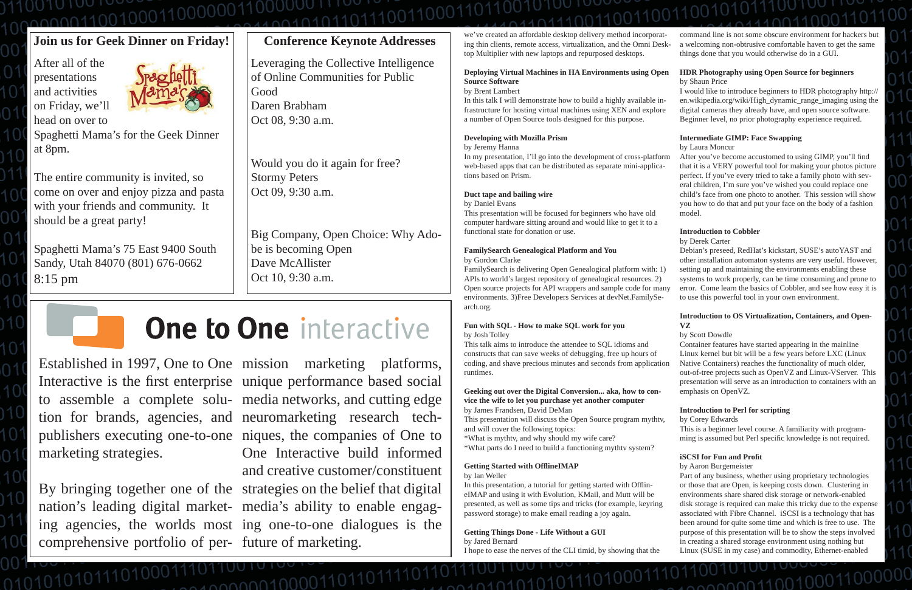## Join us for Geek Dinner on Friday!

After all of the presentations and activities on Friday, we'll head on over to Spaghetti Mama's for the Geek Dinner at 8pm.

The entire community is invited, so come on over and enjoy pizza and pasta with your friends and community. It should be a great party!

Spaghetti Mama's 75 East 9400 South Sandy, Utah 84070 (801) 676-0662
8:15 pm

## Conference Keynote Addresses

Leveraging the Collective Intelligence of Online Communities for Public Good
Daren Brabham
Oct 08, 9:30 a.m.

Would you do it again for free?
Stormy Peters
Oct 09, 9:30 a.m.

Big Company, Open Choice: Why Adobe is becoming Open
Dave McAllister
Oct 10, 9:30 a.m.

## One to One interactive

Established in 1997, One to One Interactive is the first enterprise to assemble a complete solution for brands, agencies, and publishers executing one-to-one marketing strategies.

By bringing together one of the nation's leading digital marketing agencies, the worlds most comprehensive portfolio of permission marketing platforms, unique performance based social media networks, and cutting edge neuromarketing research techniques, the companies of One to One Interactive build informed and creative customer/constituent strategies on the belief that digital media's ability to enable engaging one-to-one dialogues is the future of marketing.

we've created an affordable desktop delivery method incorporating thin clients, remote access, virtualization, and the Omni Desktop Multiplier with new laptops and repurposed desktops.

**Deploying Virtual Machines in HA Environments using Open Source Software**
by Brent Lambert
In this talk I will demonstrate how to build a highly available infrastructure for hosting virtual machines using XEN and explore a number of Open Source tools designed for this purpose.

**Developing with Mozilla Prism**
by Jeremy Hanna
In my presentation, I'll go into the development of cross-platform web-based apps that can be distributed as separate mini-applications based on Prism.

**Duct tape and bailing wire**
by Daniel Evans
This presentation will be focused for beginners who have old computer hardware sitting around and would like to get it to a functional state for donation or use.

**FamilySearch Genealogical Platform and You**
by Gordon Clarke
FamilySearch is delivering Open Genealogical platform with: 1) APIs to world's largest repository of genealogical resources. 2) Open source projects for API wrappers and sample code for many environments. 3)Free Developers Services at devNet.FamilySearch.org.

**Fun with SQL - How to make SQL work for you**
by Josh Tolley
This talk aims to introduce the attendee to SQL idioms and constructs that can save weeks of debugging, free up hours of coding, and shave precious minutes and seconds from application runtimes.

**Geeking out over the Digital Conversion... aka, how to convice the wife to let you purchase yet another computer**
by James Frandsen, David DeMan
This presentation will discuss the Open Source program mythtv, and will cover the following topics:
*What is mythtv, and why should my wife care?
*What parts do I need to build a functioning mythtv system?

**Getting Started with OfflineIMAP**
by Ian Weller
In this presentation, a tutorial for getting started with OfflineIMAP and using it with Evolution, KMail, and Mutt will be presented, as well as some tips and tricks (for example, keyring password storage) to make email reading a joy again.

**Getting Things Done - Life Without a GUI**
by Jared Bernard
I hope to ease the nerves of the CLI timid, by showing that the command line is not some obscure environment for hackers but a welcoming non-obtrusive comfortable haven to get the same things done that you would otherwise do in a GUI.

**HDR Photography using Open Source for beginners**
by Shaun Price
I would like to introduce beginners to HDR photography http://en.wikipedia.org/wiki/High_dynamic_range_imaging using the digital cameras they already have, and open source software. Beginner level, no prior photography experience required.

**Intermediate GIMP: Face Swapping**
by Laura Moncur
After you've become accustomed to using GIMP, you'll find that it is a VERY powerful tool for making your photos picture perfect. If you've every tried to take a family photo with several children, I'm sure you've wished you could replace one child's face from one photo to another. This session will show you how to do that and put your face on the body of a fashion model.

**Introduction to Cobbler**
by Derek Carter
Debian's preseed, RedHat's kickstart, SUSE's autoYAST and other installation automaton systems are very useful. However, setting up and maintaining the environments enabling these systems to work properly, can be time consuming and prone to error. Come learn the basics of Cobbler, and see how easy it is to use this powerful tool in your own environment.

**Introduction to OS Virtualization, Containers, and OpenVZ**
by Scott Dowdle
Container features have started appearing in the mainline Linux kernel but bit will be a few years before LXC (Linux Native Containers) reaches the functionality of much older, out-of-tree projects such as OpenVZ and Linux-VServer. This presentation will serve as an introduction to containers with an emphasis on OpenVZ.

**Introduction to Perl for scripting**
by Corey Edwards
This is a beginner level course. A familiarity with programming is assumed but Perl specific knowledge is not required.

**iSCSI for Fun and Profit**
by Aaron Burgemeister
Part of any business, whether using proprietary technologies or those that are Open, is keeping costs down. Clustering in environments share shared disk storage or network-enabled disk storage is required can make this tricky due to the expense associated with Fibre Channel. iSCSI is a technology that has been around for quite some time and which is free to use. The purpose of this presentation will be to show the steps involved in creating a shared storage environment using nothing but Linux (SUSE in my case) and commodity, Ethernet-enabled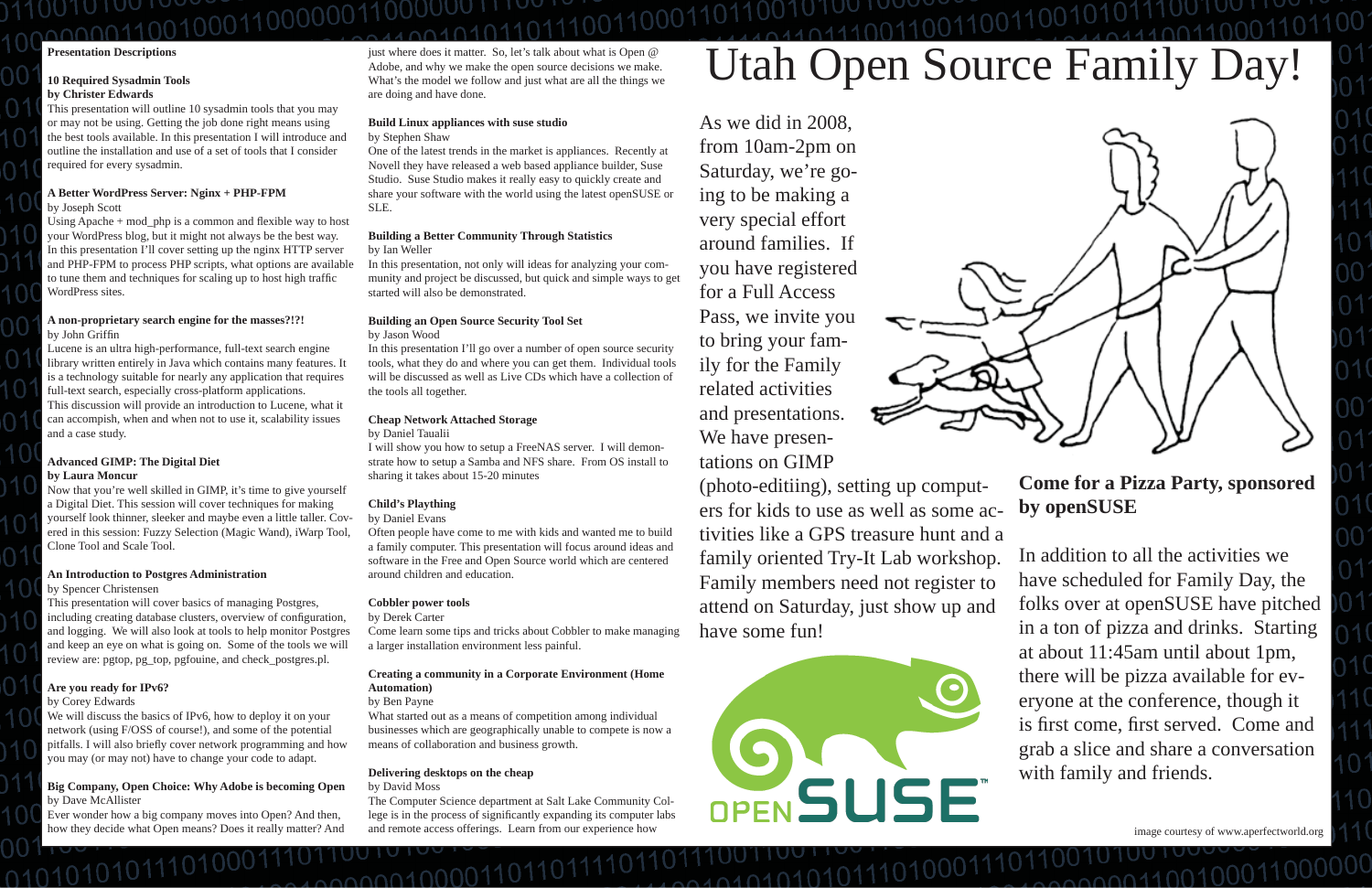**Presentation Descriptions**

**10 Required Sysadmin Tools**
**by Christer Edwards**

This presentation will outline 10 sysadmin tools that you may or may not be using. Getting the job done right means using the best tools available. In this presentation I will introduce and outline the installation and use of a set of tools that I consider required for every sysadmin.

**A Better WordPress Server: Nginx + PHP-FPM**
by Joseph Scott

Using Apache + mod_php is a common and flexible way to host your WordPress blog, but it might not always be the best way. In this presentation I'll cover setting up the nginx HTTP server and PHP-FPM to process PHP scripts, what options are available to tune them and techniques for scaling up to host high traffic WordPress sites.

**A non-proprietary search engine for the masses?!?!**
by John Griffin

Lucene is an ultra high-performance, full-text search engine library written entirely in Java which contains many features. It is a technology suitable for nearly any application that requires full-text search, especially cross-platform applications.
This discussion will provide an introduction to Lucene, what it can accompish, when and when not to use it, scalability issues and a case study.

**Advanced GIMP: The Digital Diet**
**by Laura Moncur**

Now that you're well skilled in GIMP, it's time to give yourself a Digital Diet. This session will cover techniques for making yourself look thinner, sleeker and maybe even a little taller. Covered in this session: Fuzzy Selection (Magic Wand), iWarp Tool, Clone Tool and Scale Tool.

**An Introduction to Postgres Administration**
by Spencer Christensen

This presentation will cover basics of managing Postgres, including creating database clusters, overview of configuration, and logging. We will also look at tools to help monitor Postgres and keep an eye on what is going on. Some of the tools we will review are: pgtop, pg_top, pgfouine, and check_postgres.pl.

**Are you ready for IPv6?**
by Corey Edwards

We will discuss the basics of IPv6, how to deploy it on your network (using F/OSS of course!), and some of the potential pitfalls. I will also briefly cover network programming and how you may (or may not) have to change your code to adapt.

**Big Company, Open Choice: Why Adobe is becoming Open**
by Dave McAllister

Ever wonder how a big company moves into Open? And then, how they decide what Open means? Does it really matter? And just where does it matter. So, let's talk about what is Open @ Adobe, and why we make the open source decisions we make. What's the model we follow and just what are all the things we are doing and have done.

**Build Linux appliances with suse studio**
by Stephen Shaw

One of the latest trends in the market is appliances. Recently at Novell they have released a web based appliance builder, Suse Studio. Suse Studio makes it really easy to quickly create and share your software with the world using the latest openSUSE or SLE.

**Building a Better Community Through Statistics**
by Ian Weller

In this presentation, not only will ideas for analyzing your community and project be discussed, but quick and simple ways to get started will also be demonstrated.

**Building an Open Source Security Tool Set**
by Jason Wood

In this presentation I'll go over a number of open source security tools, what they do and where you can get them. Individual tools will be discussed as well as Live CDs which have a collection of the tools all together.

**Cheap Network Attached Storage**
by Daniel Taualii

I will show you how to setup a FreeNAS server. I will demonstrate how to setup a Samba and NFS share. From OS install to sharing it takes about 15-20 minutes

**Child's Plaything**
by Daniel Evans

Often people have come to me with kids and wanted me to build a family computer. This presentation will focus around ideas and software in the Free and Open Source world which are centered around children and education.

**Cobbler power tools**
by Derek Carter

Come learn some tips and tricks about Cobbler to make managing a larger installation environment less painful.

**Creating a community in a Corporate Environment (Home Automation)**
by Ben Payne

What started out as a means of competition among individual businesses which are geographically unable to compete is now a means of collaboration and business growth.

**Delivering desktops on the cheap**
by David Moss

The Computer Science department at Salt Lake Community College is in the process of significantly expanding its computer labs and remote access offerings. Learn from our experience how

# Utah Open Source Family Day!

As we did in 2008, from 10am-2pm on Saturday, we're going to be making a very special effort around families. If you have registered for a Full Access Pass, we invite you to bring your family for the Family related activities and presentations. We have presentations on GIMP (photo-editiing), setting up computers for kids to use as well as some activities like a GPS treasure hunt and a family oriented Try-It Lab workshop. Family members need not register to attend on Saturday, just show up and have some fun!

## Come for a Pizza Party, sponsored by openSUSE

In addition to all the activities we have scheduled for Family Day, the folks over at openSUSE have pitched in a ton of pizza and drinks. Starting at about 11:45am until about 1pm, there will be pizza available for everyone at the conference, though it is first come, first served. Come and grab a slice and share a conversation with family and friends.

image courtesy of www.aperfectworld.org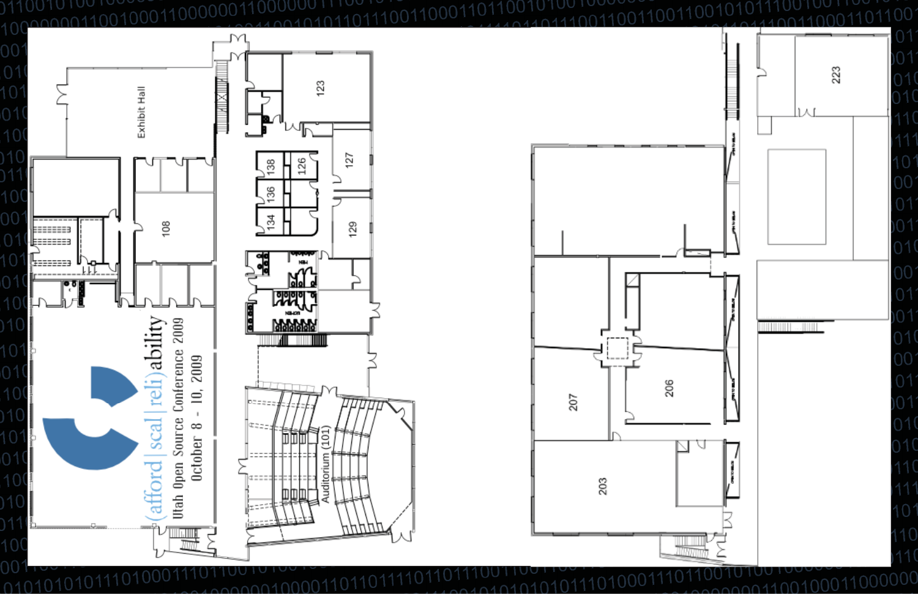(afford|scal|reli)ability

Utah Open Source Conference 2009

October 8 - 10, 2009

Exhibit Hall

108

123

138

136

134

126

127

129

Auditorium (101)

223

207

206

203